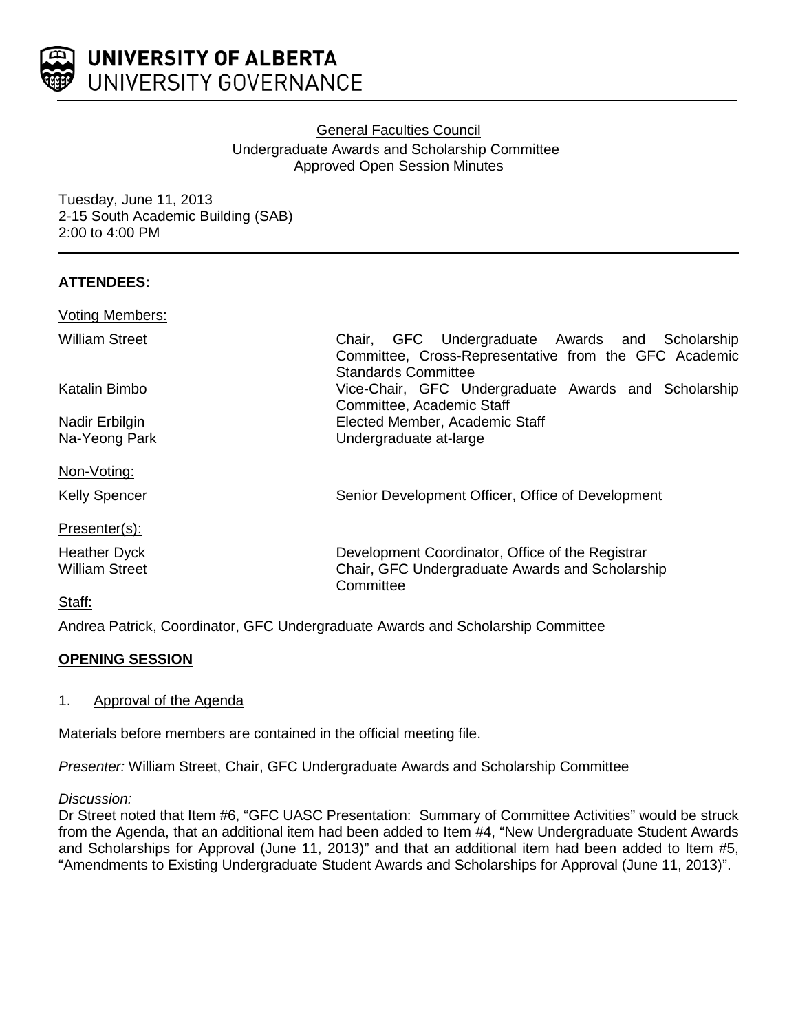# UNIVERSITY OF ALBERTA
## UNIVERSITY GOVERNANCE

General Faculties Council
Undergraduate Awards and Scholarship Committee
Approved Open Session Minutes

Tuesday, June 11, 2013
2-15 South Academic Building (SAB)
2:00 to 4:00 PM

**ATTENDEES:**

Voting Members:

| | |
|---|---|
| William Street | Chair, GFC Undergraduate Awards and Scholarship Committee, Cross-Representative from the GFC Academic Standards Committee |
| Katalin Bimbo | Vice-Chair, GFC Undergraduate Awards and Scholarship Committee, Academic Staff |
| Nadir Erbilgin | Elected Member, Academic Staff |
| Na-Yeong Park | Undergraduate at-large |

Non-Voting:

| | |
|---|---|
| Kelly Spencer | Senior Development Officer, Office of Development |

Presenter(s):

| | |
|---|---|
| Heather Dyck | Development Coordinator, Office of the Registrar |
| William Street | Chair, GFC Undergraduate Awards and Scholarship Committee |

Staff:

Andrea Patrick, Coordinator, GFC Undergraduate Awards and Scholarship Committee

**OPENING SESSION**

1. Approval of the Agenda

Materials before members are contained in the official meeting file.

*Presenter:* William Street, Chair, GFC Undergraduate Awards and Scholarship Committee

*Discussion:*
Dr Street noted that Item #6, "GFC UASC Presentation: Summary of Committee Activities" would be struck from the Agenda, that an additional item had been added to Item #4, "New Undergraduate Student Awards and Scholarships for Approval (June 11, 2013)" and that an additional item had been added to Item #5, "Amendments to Existing Undergraduate Student Awards and Scholarships for Approval (June 11, 2013)".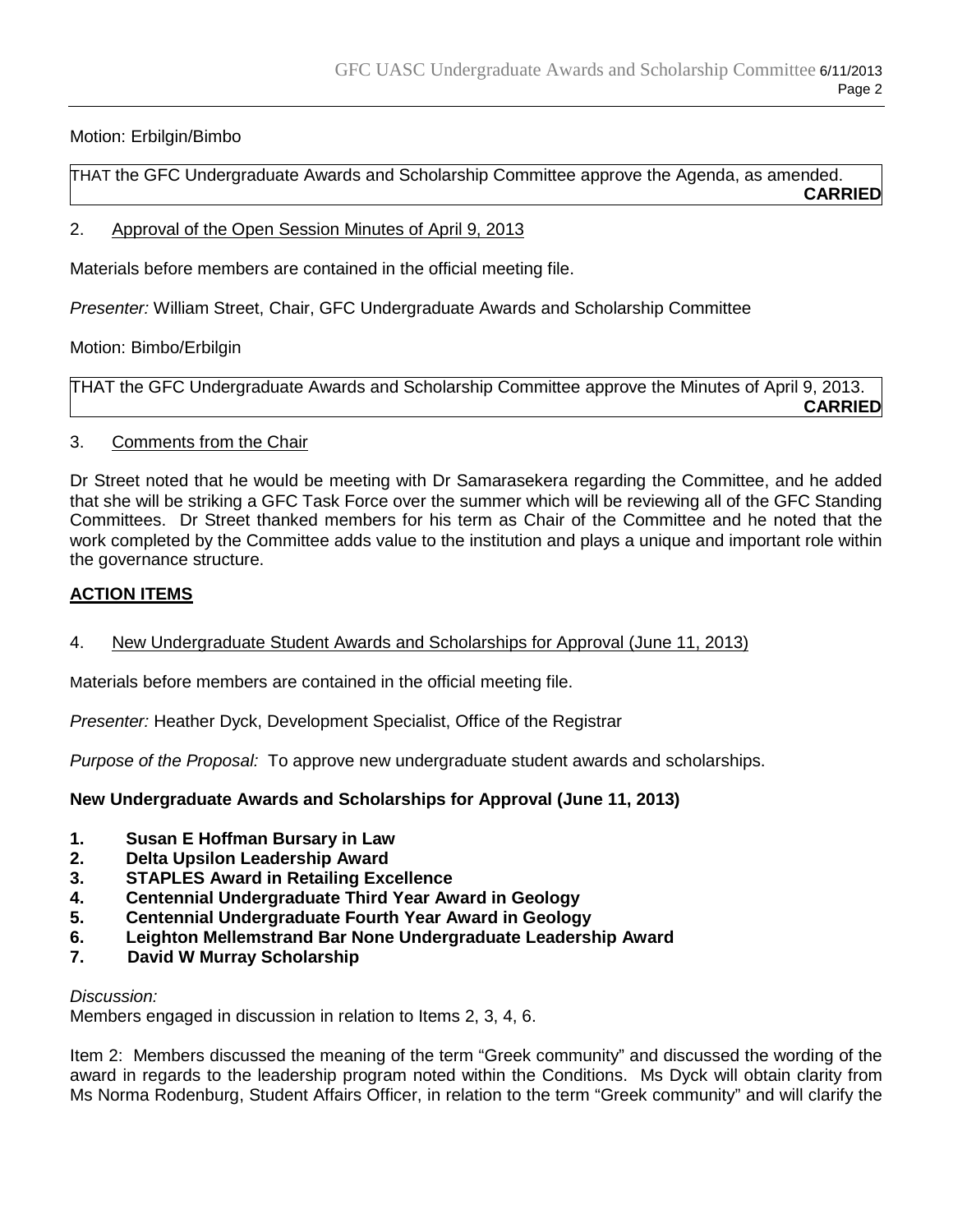Motion: Erbilgin/Bimbo

THAT the GFC Undergraduate Awards and Scholarship Committee approve the Agenda, as amended.
**CARRIED**

2. Approval of the Open Session Minutes of April 9, 2013

Materials before members are contained in the official meeting file.

*Presenter:* William Street, Chair, GFC Undergraduate Awards and Scholarship Committee

Motion: Bimbo/Erbilgin

THAT the GFC Undergraduate Awards and Scholarship Committee approve the Minutes of April 9, 2013.
**CARRIED**

3. Comments from the Chair

Dr Street noted that he would be meeting with Dr Samarasekera regarding the Committee, and he added that she will be striking a GFC Task Force over the summer which will be reviewing all of the GFC Standing Committees. Dr Street thanked members for his term as Chair of the Committee and he noted that the work completed by the Committee adds value to the institution and plays a unique and important role within the governance structure.

**ACTION ITEMS**

4. New Undergraduate Student Awards and Scholarships for Approval (June 11, 2013)

Materials before members are contained in the official meeting file.

*Presenter:* Heather Dyck, Development Specialist, Office of the Registrar

*Purpose of the Proposal:* To approve new undergraduate student awards and scholarships.

**New Undergraduate Awards and Scholarships for Approval (June 11, 2013)**

1. **Susan E Hoffman Bursary in Law**
2. **Delta Upsilon Leadership Award**
3. **STAPLES Award in Retailing Excellence**
4. **Centennial Undergraduate Third Year Award in Geology**
5. **Centennial Undergraduate Fourth Year Award in Geology**
6. **Leighton Mellemstrand Bar None Undergraduate Leadership Award**
7. **David W Murray Scholarship**

*Discussion:*
Members engaged in discussion in relation to Items 2, 3, 4, 6.

Item 2: Members discussed the meaning of the term "Greek community" and discussed the wording of the award in regards to the leadership program noted within the Conditions. Ms Dyck will obtain clarity from Ms Norma Rodenburg, Student Affairs Officer, in relation to the term "Greek community" and will clarify the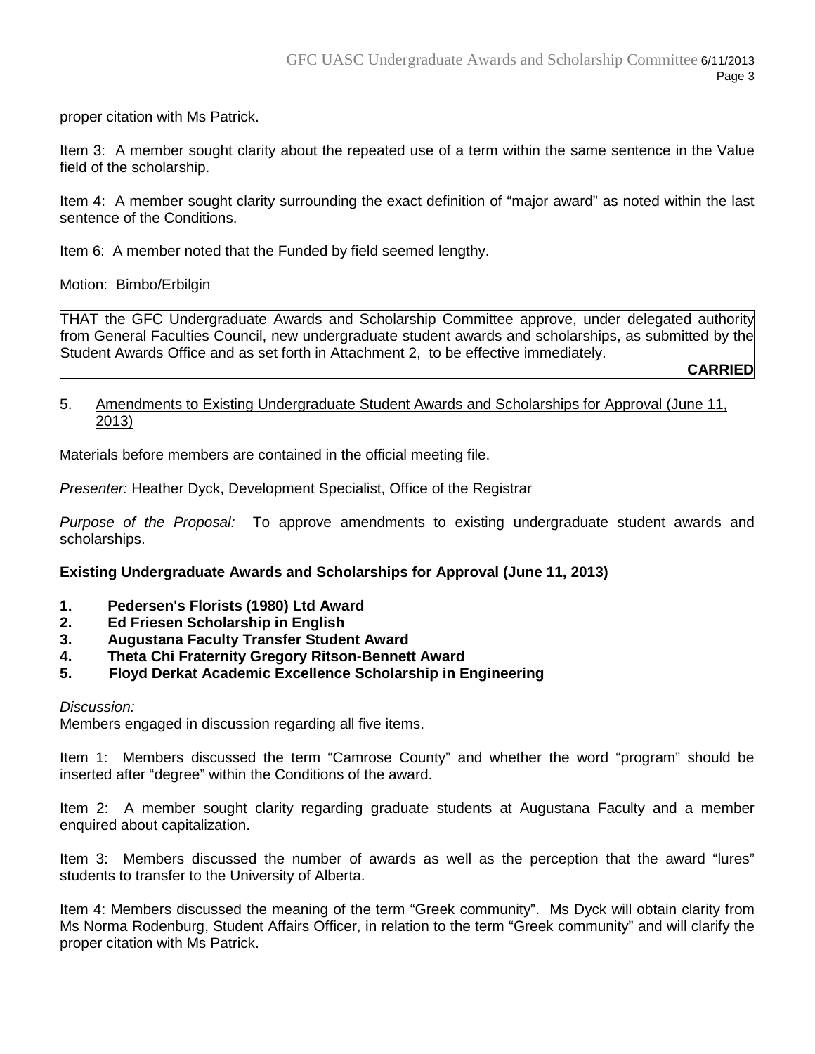proper citation with Ms Patrick.

Item 3: A member sought clarity about the repeated use of a term within the same sentence in the Value field of the scholarship.

Item 4: A member sought clarity surrounding the exact definition of "major award" as noted within the last sentence of the Conditions.

Item 6: A member noted that the Funded by field seemed lengthy.

Motion: Bimbo/Erbilgin

THAT the GFC Undergraduate Awards and Scholarship Committee approve, under delegated authority from General Faculties Council, new undergraduate student awards and scholarships, as submitted by the Student Awards Office and as set forth in Attachment 2, to be effective immediately.

**CARRIED**

5. Amendments to Existing Undergraduate Student Awards and Scholarships for Approval (June 11, 2013)

Materials before members are contained in the official meeting file.

*Presenter:* Heather Dyck, Development Specialist, Office of the Registrar

*Purpose of the Proposal:* To approve amendments to existing undergraduate student awards and scholarships.

**Existing Undergraduate Awards and Scholarships for Approval (June 11, 2013)**

1. **Pedersen's Florists (1980) Ltd Award**
2. **Ed Friesen Scholarship in English**
3. **Augustana Faculty Transfer Student Award**
4. **Theta Chi Fraternity Gregory Ritson-Bennett Award**
5. **Floyd Derkat Academic Excellence Scholarship in Engineering**

*Discussion:*
Members engaged in discussion regarding all five items.

Item 1: Members discussed the term "Camrose County" and whether the word "program" should be inserted after "degree" within the Conditions of the award.

Item 2: A member sought clarity regarding graduate students at Augustana Faculty and a member enquired about capitalization.

Item 3: Members discussed the number of awards as well as the perception that the award "lures" students to transfer to the University of Alberta.

Item 4: Members discussed the meaning of the term "Greek community". Ms Dyck will obtain clarity from Ms Norma Rodenburg, Student Affairs Officer, in relation to the term "Greek community" and will clarify the proper citation with Ms Patrick.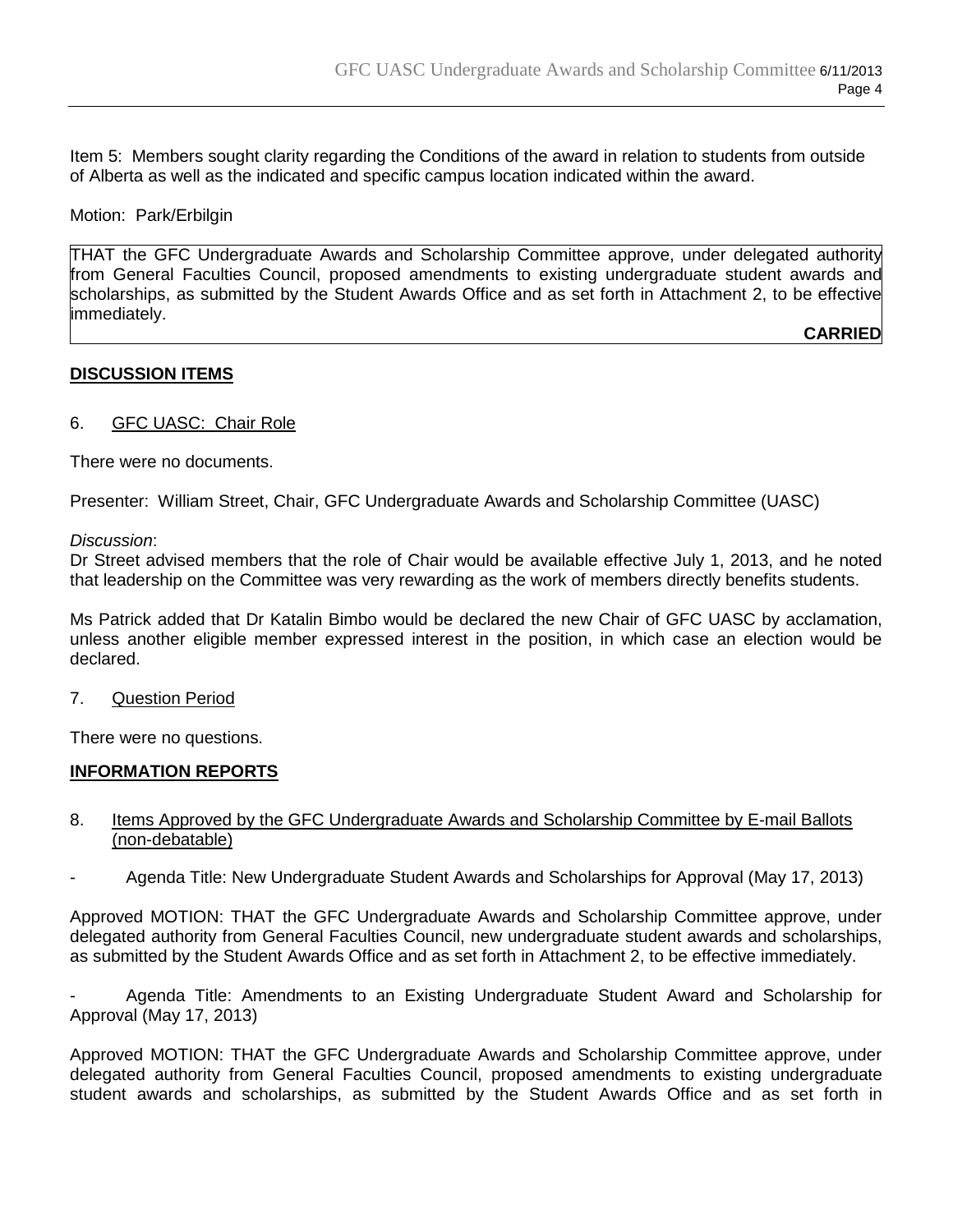Item 5: Members sought clarity regarding the Conditions of the award in relation to students from outside of Alberta as well as the indicated and specific campus location indicated within the award.

Motion: Park/Erbilgin

THAT the GFC Undergraduate Awards and Scholarship Committee approve, under delegated authority from General Faculties Council, proposed amendments to existing undergraduate student awards and scholarships, as submitted by the Student Awards Office and as set forth in Attachment 2, to be effective immediately.

**CARRIED**

## DISCUSSION ITEMS

6. GFC UASC: Chair Role

There were no documents.

Presenter: William Street, Chair, GFC Undergraduate Awards and Scholarship Committee (UASC)

*Discussion*:
Dr Street advised members that the role of Chair would be available effective July 1, 2013, and he noted that leadership on the Committee was very rewarding as the work of members directly benefits students.

Ms Patrick added that Dr Katalin Bimbo would be declared the new Chair of GFC UASC by acclamation, unless another eligible member expressed interest in the position, in which case an election would be declared.

7. Question Period

There were no questions.

## INFORMATION REPORTS

8. Items Approved by the GFC Undergraduate Awards and Scholarship Committee by E-mail Ballots (non-debatable)

- Agenda Title: New Undergraduate Student Awards and Scholarships for Approval (May 17, 2013)

Approved MOTION: THAT the GFC Undergraduate Awards and Scholarship Committee approve, under delegated authority from General Faculties Council, new undergraduate student awards and scholarships, as submitted by the Student Awards Office and as set forth in Attachment 2, to be effective immediately.

- Agenda Title: Amendments to an Existing Undergraduate Student Award and Scholarship for Approval (May 17, 2013)

Approved MOTION: THAT the GFC Undergraduate Awards and Scholarship Committee approve, under delegated authority from General Faculties Council, proposed amendments to existing undergraduate student awards and scholarships, as submitted by the Student Awards Office and as set forth in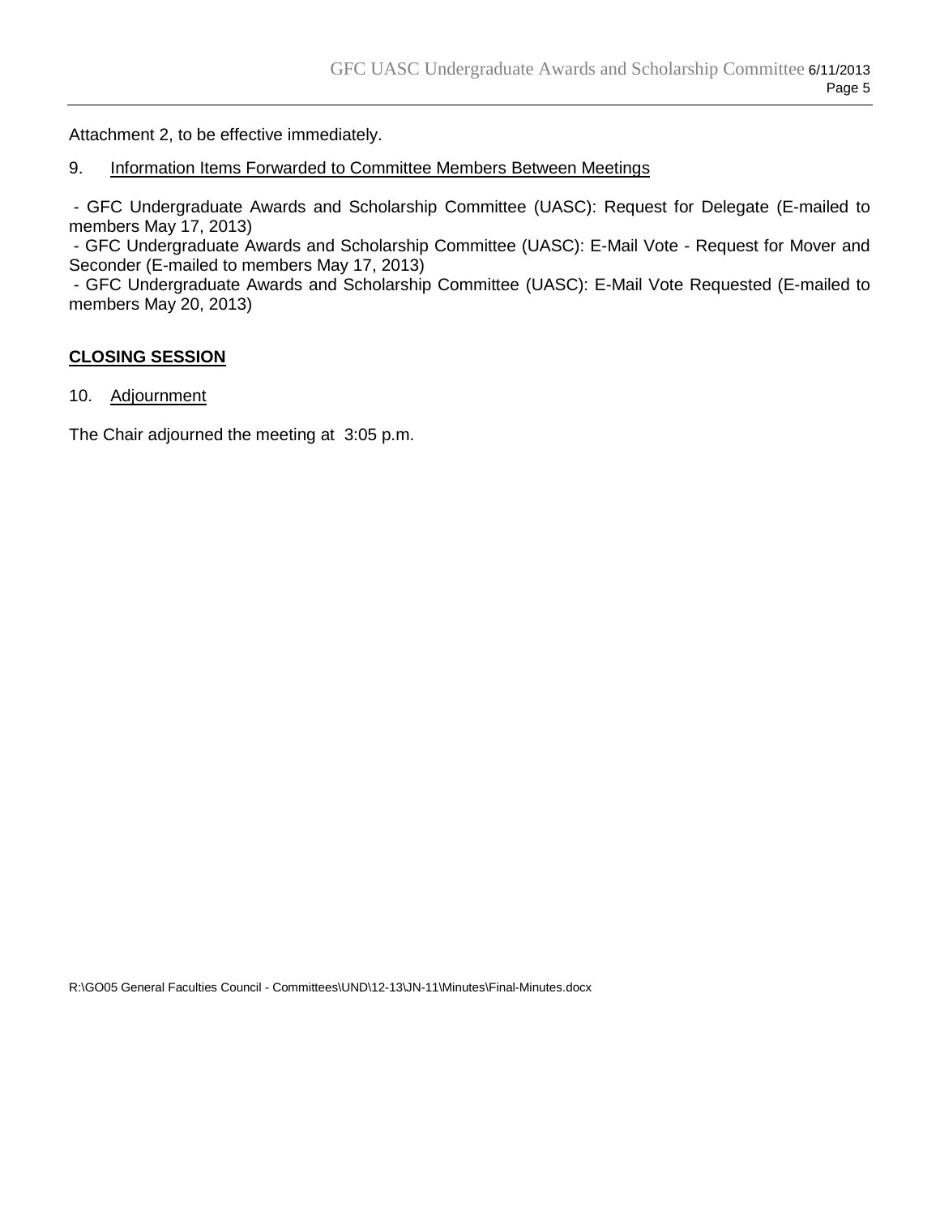Attachment 2, to be effective immediately.

9. Information Items Forwarded to Committee Members Between Meetings

- GFC Undergraduate Awards and Scholarship Committee (UASC): Request for Delegate (E-mailed to members May 17, 2013)
- GFC Undergraduate Awards and Scholarship Committee (UASC): E-Mail Vote - Request for Mover and Seconder (E-mailed to members May 17, 2013)
- GFC Undergraduate Awards and Scholarship Committee (UASC): E-Mail Vote Requested (E-mailed to members May 20, 2013)

**CLOSING SESSION**

10. Adjournment

The Chair adjourned the meeting at 3:05 p.m.

R:\GO05 General Faculties Council - Committees\UND\12-13\JN-11\Minutes\Final-Minutes.docx